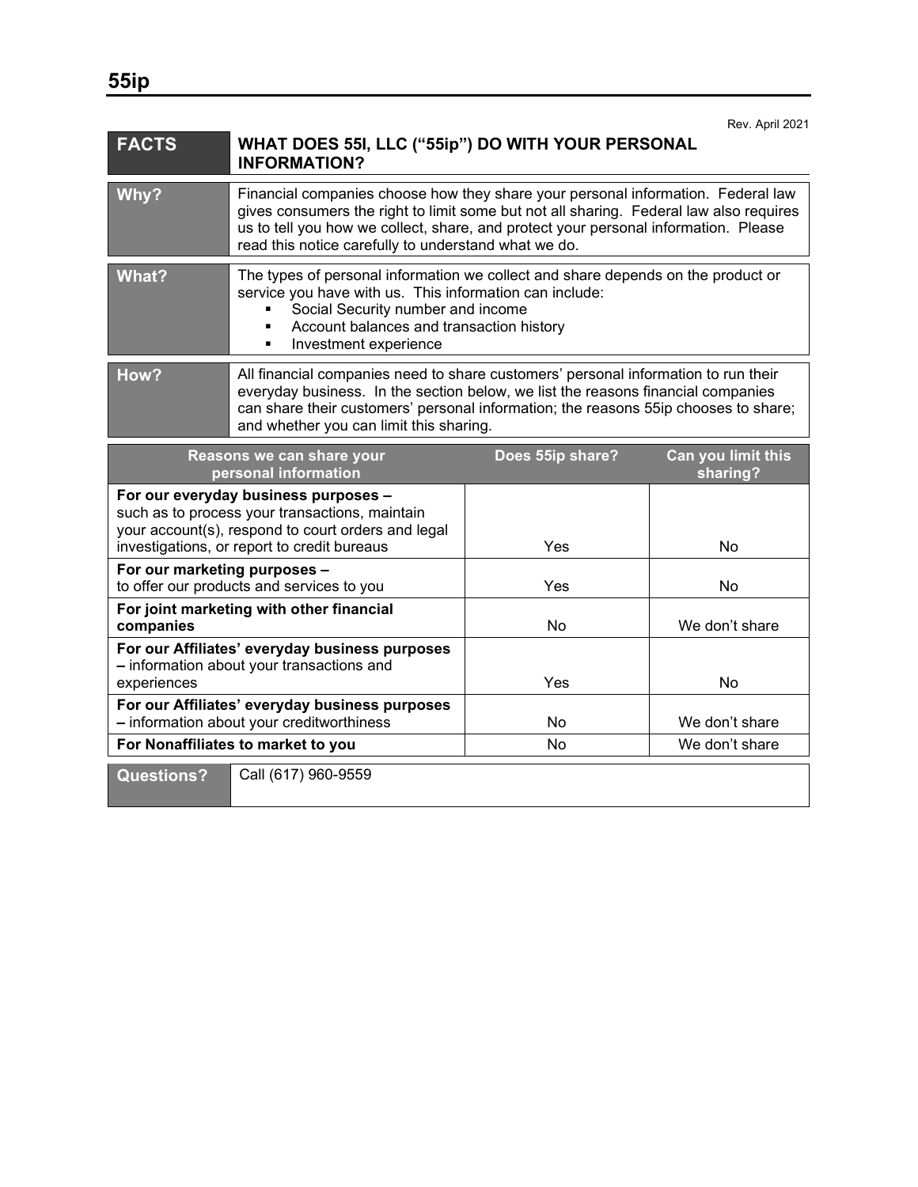# 55ip

Rev. April 2021

| FACTS | WHAT DOES 55I, LLC ("55ip") DO WITH YOUR PERSONAL INFORMATION? |
|---|---|
| **Why?** | Financial companies choose how they share your personal information. Federal law gives consumers the right to limit some but not all sharing. Federal law also requires us to tell you how we collect, share, and protect your personal information. Please read this notice carefully to understand what we do. |
| **What?** | The types of personal information we collect and share depends on the product or service you have with us. This information can include: <br>▪ Social Security number and income <br>▪ Account balances and transaction history <br>▪ Investment experience |
| **How?** | All financial companies need to share customers' personal information to run their everyday business. In the section below, we list the reasons financial companies can share their customers' personal information; the reasons 55ip chooses to share; and whether you can limit this sharing. |

| Reasons we can share your personal information | Does 55ip share? | Can you limit this sharing? |
|---|---|---|
| **For our everyday business purposes –** such as to process your transactions, maintain your account(s), respond to court orders and legal investigations, or report to credit bureaus | Yes | No |
| **For our marketing purposes –** to offer our products and services to you | Yes | No |
| **For joint marketing with other financial companies** | No | We don't share |
| **For our Affiliates' everyday business purposes –** information about your transactions and experiences | Yes | No |
| **For our Affiliates' everyday business purposes –** information about your creditworthiness | No | We don't share |
| **For Nonaffiliates to market to you** | No | We don't share |

| Questions? | Call (617) 960-9559 |
|---|---|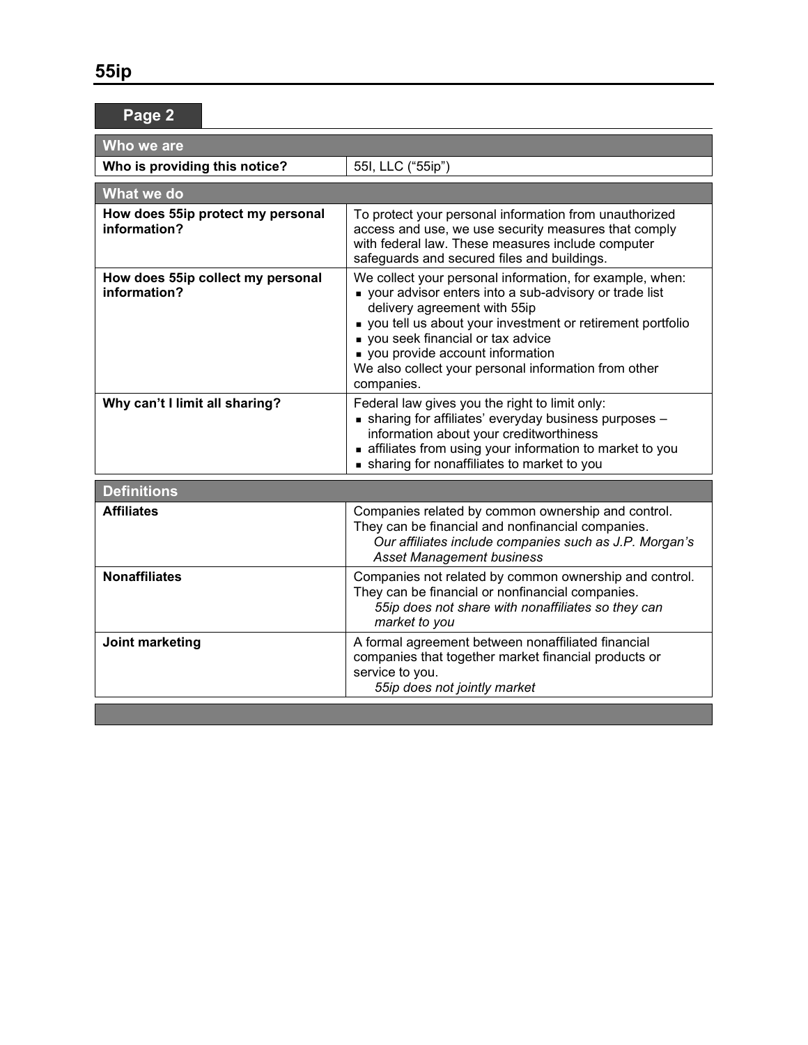# 55ip

## Page 2

| Who we are | |
|---|---|
| **Who is providing this notice?** | 55I, LLC ("55ip") |

| What we do | |
|---|---|
| **How does 55ip protect my personal information?** | To protect your personal information from unauthorized access and use, we use security measures that comply with federal law. These measures include computer safeguards and secured files and buildings. |
| **How does 55ip collect my personal information?** | We collect your personal information, for example, when:<br>▪ your advisor enters into a sub-advisory or trade list delivery agreement with 55ip<br>▪ you tell us about your investment or retirement portfolio<br>▪ you seek financial or tax advice<br>▪ you provide account information<br>We also collect your personal information from other companies. |
| **Why can't I limit all sharing?** | Federal law gives you the right to limit only:<br>▪ sharing for affiliates' everyday business purposes – information about your creditworthiness<br>▪ affiliates from using your information to market to you<br>▪ sharing for nonaffiliates to market to you |

| Definitions | |
|---|---|
| **Affiliates** | Companies related by common ownership and control. They can be financial and nonfinancial companies.<br>*Our affiliates include companies such as J.P. Morgan's Asset Management business* |
| **Nonaffiliates** | Companies not related by common ownership and control. They can be financial or nonfinancial companies.<br>*55ip does not share with nonaffiliates so they can market to you* |
| **Joint marketing** | A formal agreement between nonaffiliated financial companies that together market financial products or service to you.<br>*55ip does not jointly market* |